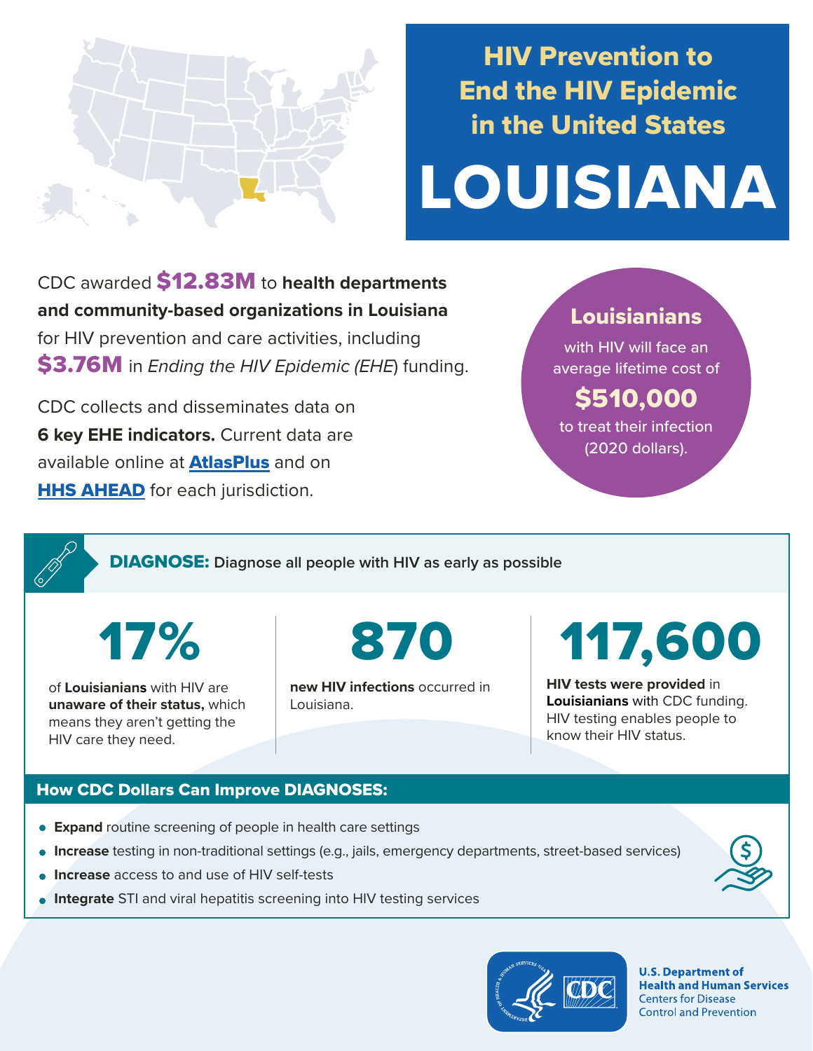# HIV Prevention to End the HIV Epidemic in the United States

# LOUISIANA

CDC awarded **$12.83M** to **health departments and community-based organizations in Louisiana** for HIV prevention and care activities, including **$3.76M** in *Ending the HIV Epidemic (EHE*) funding.

CDC collects and disseminates data on **6 key EHE indicators.** Current data are available online at **AtlasPlus** and on **HHS AHEAD** for each jurisdiction.

**Louisianians** with HIV will face an average lifetime cost of **$510,000** to treat their infection (2020 dollars).

## DIAGNOSE: Diagnose all people with HIV as early as possible

**17%** of **Louisianians** with HIV are **unaware of their status,** which means they aren't getting the HIV care they need.

**870** **new HIV infections** occurred in Louisiana.

**117,600** **HIV tests were provided** in **Louisianians** with CDC funding. HIV testing enables people to know their HIV status.

### How CDC Dollars Can Improve DIAGNOSES:

- **Expand** routine screening of people in health care settings
- **Increase** testing in non-traditional settings (e.g., jails, emergency departments, street-based services)
- **Increase** access to and use of HIV self-tests
- **Integrate** STI and viral hepatitis screening into HIV testing services

U.S. Department of Health and Human Services
Centers for Disease Control and Prevention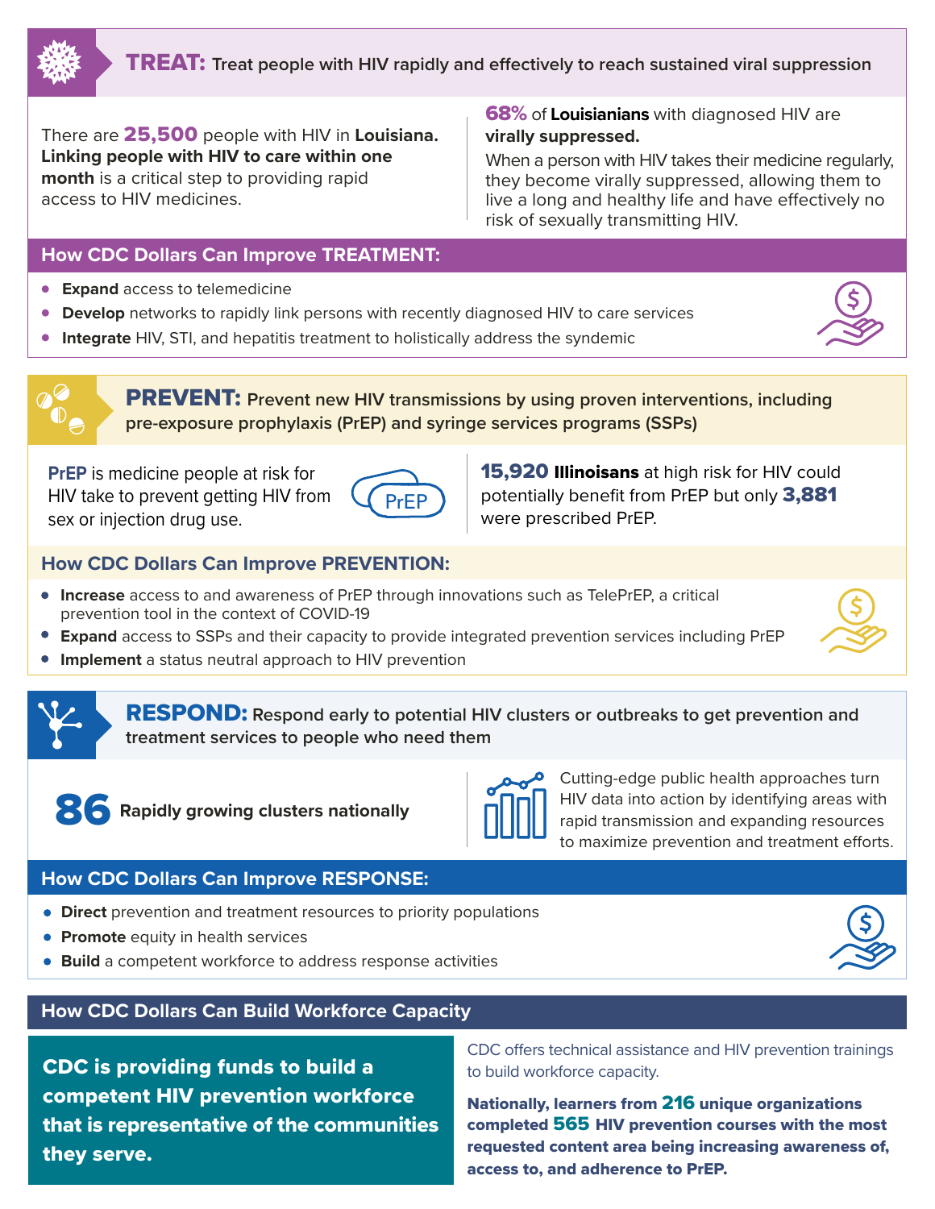## **TREAT:** Treat people with HIV rapidly and effectively to reach sustained viral suppression

There are **25,500** people with HIV in **Louisiana. Linking people with HIV to care within one month** is a critical step to providing rapid access to HIV medicines.

**68%** of **Louisianians** with diagnosed HIV are **virally suppressed.**

When a person with HIV takes their medicine regularly, they become virally suppressed, allowing them to live a long and healthy life and have effectively no risk of sexually transmitting HIV.

### How CDC Dollars Can Improve TREATMENT:

- **Expand** access to telemedicine
- **Develop** networks to rapidly link persons with recently diagnosed HIV to care services
- **Integrate** HIV, STI, and hepatitis treatment to holistically address the syndemic

## **PREVENT:** Prevent new HIV transmissions by using proven interventions, including pre-exposure prophylaxis (PrEP) and syringe services programs (SSPs)

**PrEP** is medicine people at risk for HIV take to prevent getting HIV from sex or injection drug use.

PrEP

**15,920 Illinoisans** at high risk for HIV could potentially benefit from PrEP but only **3,881** were prescribed PrEP.

### How CDC Dollars Can Improve PREVENTION:

- **Increase** access to and awareness of PrEP through innovations such as TelePrEP, a critical prevention tool in the context of COVID-19
- **Expand** access to SSPs and their capacity to provide integrated prevention services including PrEP
- **Implement** a status neutral approach to HIV prevention

## **RESPOND:** Respond early to potential HIV clusters or outbreaks to get prevention and treatment services to people who need them

**86** **Rapidly growing clusters nationally**

Cutting-edge public health approaches turn HIV data into action by identifying areas with rapid transmission and expanding resources to maximize prevention and treatment efforts.

### How CDC Dollars Can Improve RESPONSE:

- **Direct** prevention and treatment resources to priority populations
- **Promote** equity in health services
- **Build** a competent workforce to address response activities

### How CDC Dollars Can Build Workforce Capacity

**CDC is providing funds to build a competent HIV prevention workforce that is representative of the communities they serve.**

CDC offers technical assistance and HIV prevention trainings to build workforce capacity.

**Nationally, learners from 216 unique organizations completed 565 HIV prevention courses with the most requested content area being increasing awareness of, access to, and adherence to PrEP.**